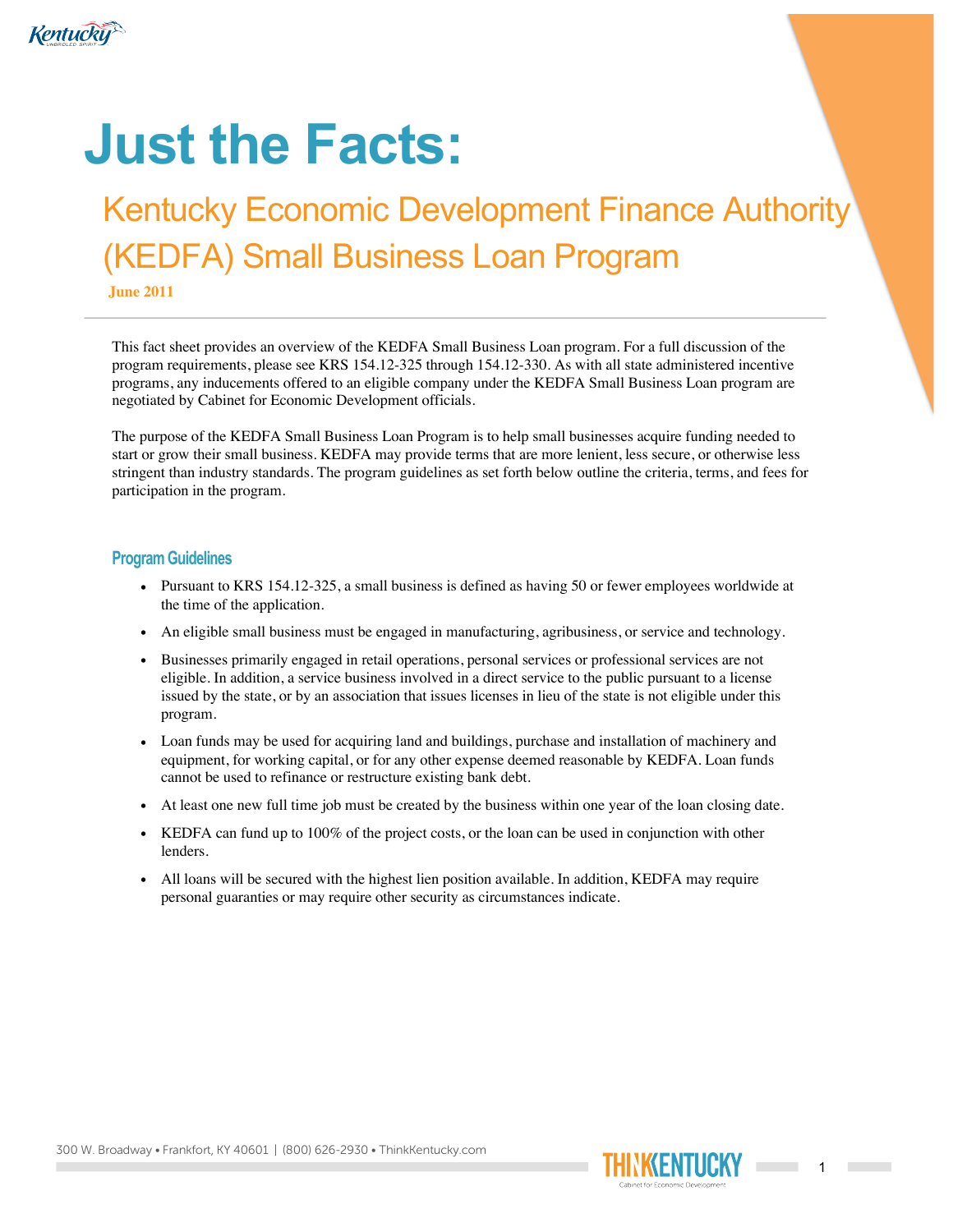# Just the Facts:

## Kentucky Economic Development Finance Authority (KEDFA) Small Business Loan Program

**June 2011**

---

This fact sheet provides an overview of the KEDFA Small Business Loan program. For a full discussion of the program requirements, please see KRS 154.12-325 through 154.12-330. As with all state administered incentive programs, any inducements offered to an eligible company under the KEDFA Small Business Loan program are negotiated by Cabinet for Economic Development officials.

The purpose of the KEDFA Small Business Loan Program is to help small businesses acquire funding needed to start or grow their small business. KEDFA may provide terms that are more lenient, less secure, or otherwise less stringent than industry standards. The program guidelines as set forth below outline the criteria, terms, and fees for participation in the program.

### Program Guidelines

- Pursuant to KRS 154.12-325, a small business is defined as having 50 or fewer employees worldwide at the time of the application.
- An eligible small business must be engaged in manufacturing, agribusiness, or service and technology.
- Businesses primarily engaged in retail operations, personal services or professional services are not eligible. In addition, a service business involved in a direct service to the public pursuant to a license issued by the state, or by an association that issues licenses in lieu of the state is not eligible under this program.
- Loan funds may be used for acquiring land and buildings, purchase and installation of machinery and equipment, for working capital, or for any other expense deemed reasonable by KEDFA. Loan funds cannot be used to refinance or restructure existing bank debt.
- At least one new full time job must be created by the business within one year of the loan closing date.
- KEDFA can fund up to 100% of the project costs, or the loan can be used in conjunction with other lenders.
- All loans will be secured with the highest lien position available. In addition, KEDFA may require personal guaranties or may require other security as circumstances indicate.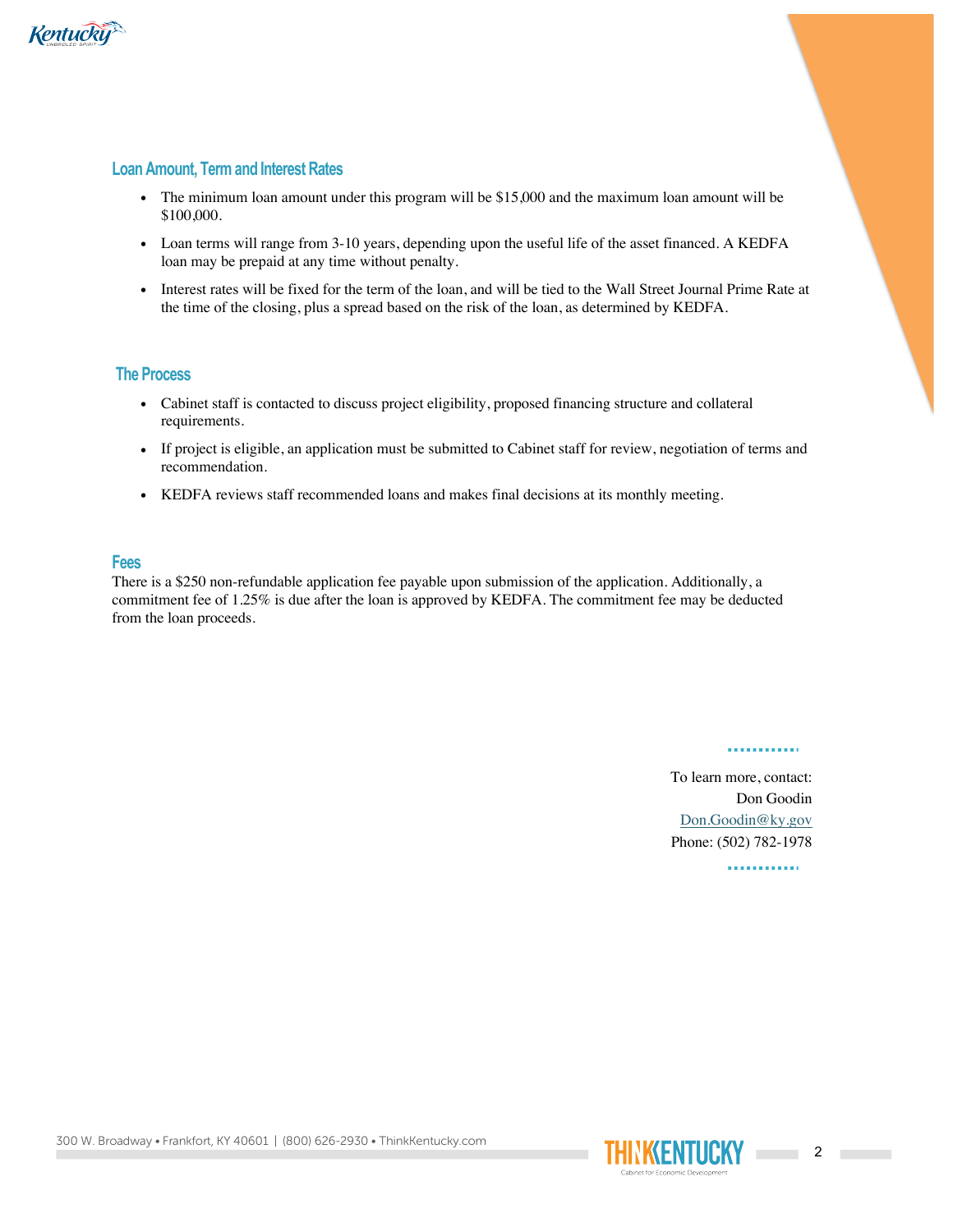## Loan Amount, Term and Interest Rates

- The minimum loan amount under this program will be $15,000 and the maximum loan amount will be $100,000.
- Loan terms will range from 3-10 years, depending upon the useful life of the asset financed. A KEDFA loan may be prepaid at any time without penalty.
- Interest rates will be fixed for the term of the loan, and will be tied to the Wall Street Journal Prime Rate at the time of the closing, plus a spread based on the risk of the loan, as determined by KEDFA.

## The Process

- Cabinet staff is contacted to discuss project eligibility, proposed financing structure and collateral requirements.
- If project is eligible, an application must be submitted to Cabinet staff for review, negotiation of terms and recommendation.
- KEDFA reviews staff recommended loans and makes final decisions at its monthly meeting.

## Fees

There is a $250 non-refundable application fee payable upon submission of the application. Additionally, a commitment fee of 1.25% is due after the loan is approved by KEDFA. The commitment fee may be deducted from the loan proceeds.

To learn more, contact:
Don Goodin
Don.Goodin@ky.gov
Phone: (502) 782-1978

300 W. Broadway • Frankfort, KY 40601 | (800) 626-2930 • ThinkKentucky.com